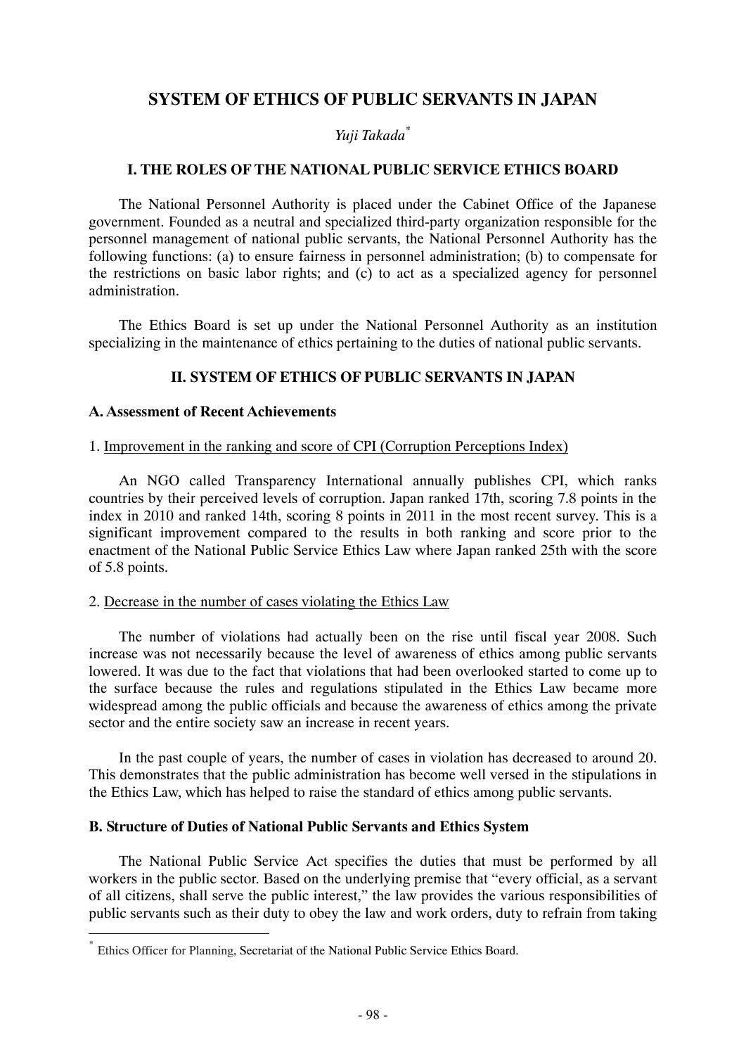# SYSTEM OF ETHICS OF PUBLIC SERVANTS IN JAPAN

*Yuji Takada*[*]

## I. THE ROLES OF THE NATIONAL PUBLIC SERVICE ETHICS BOARD

The National Personnel Authority is placed under the Cabinet Office of the Japanese government. Founded as a neutral and specialized third-party organization responsible for the personnel management of national public servants, the National Personnel Authority has the following functions: (a) to ensure fairness in personnel administration; (b) to compensate for the restrictions on basic labor rights; and (c) to act as a specialized agency for personnel administration.

The Ethics Board is set up under the National Personnel Authority as an institution specializing in the maintenance of ethics pertaining to the duties of national public servants.

## II. SYSTEM OF ETHICS OF PUBLIC SERVANTS IN JAPAN

### A. Assessment of Recent Achievements

1. Improvement in the ranking and score of CPI (Corruption Perceptions Index)

An NGO called Transparency International annually publishes CPI, which ranks countries by their perceived levels of corruption. Japan ranked 17th, scoring 7.8 points in the index in 2010 and ranked 14th, scoring 8 points in 2011 in the most recent survey. This is a significant improvement compared to the results in both ranking and score prior to the enactment of the National Public Service Ethics Law where Japan ranked 25th with the score of 5.8 points.

2. Decrease in the number of cases violating the Ethics Law

The number of violations had actually been on the rise until fiscal year 2008. Such increase was not necessarily because the level of awareness of ethics among public servants lowered. It was due to the fact that violations that had been overlooked started to come up to the surface because the rules and regulations stipulated in the Ethics Law became more widespread among the public officials and because the awareness of ethics among the private sector and the entire society saw an increase in recent years.

In the past couple of years, the number of cases in violation has decreased to around 20. This demonstrates that the public administration has become well versed in the stipulations in the Ethics Law, which has helped to raise the standard of ethics among public servants.

### B. Structure of Duties of National Public Servants and Ethics System

The National Public Service Act specifies the duties that must be performed by all workers in the public sector. Based on the underlying premise that "every official, as a servant of all citizens, shall serve the public interest," the law provides the various responsibilities of public servants such as their duty to obey the law and work orders, duty to refrain from taking

---

[*] Ethics Officer for Planning, Secretariat of the National Public Service Ethics Board.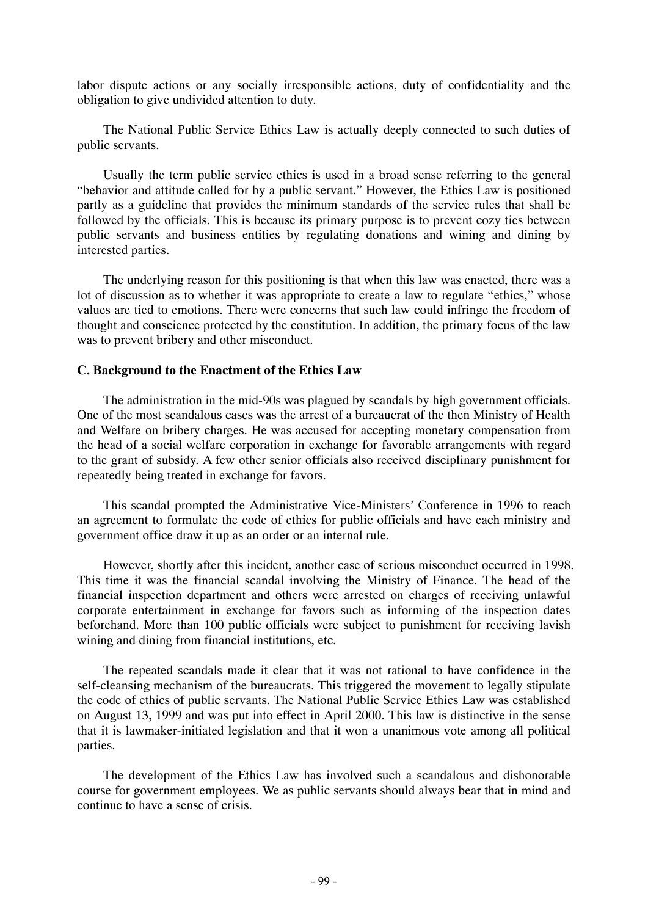labor dispute actions or any socially irresponsible actions, duty of confidentiality and the obligation to give undivided attention to duty.

The National Public Service Ethics Law is actually deeply connected to such duties of public servants.

Usually the term public service ethics is used in a broad sense referring to the general "behavior and attitude called for by a public servant." However, the Ethics Law is positioned partly as a guideline that provides the minimum standards of the service rules that shall be followed by the officials. This is because its primary purpose is to prevent cozy ties between public servants and business entities by regulating donations and wining and dining by interested parties.

The underlying reason for this positioning is that when this law was enacted, there was a lot of discussion as to whether it was appropriate to create a law to regulate "ethics," whose values are tied to emotions. There were concerns that such law could infringe the freedom of thought and conscience protected by the constitution. In addition, the primary focus of the law was to prevent bribery and other misconduct.

**C. Background to the Enactment of the Ethics Law**

The administration in the mid-90s was plagued by scandals by high government officials. One of the most scandalous cases was the arrest of a bureaucrat of the then Ministry of Health and Welfare on bribery charges. He was accused for accepting monetary compensation from the head of a social welfare corporation in exchange for favorable arrangements with regard to the grant of subsidy. A few other senior officials also received disciplinary punishment for repeatedly being treated in exchange for favors.

This scandal prompted the Administrative Vice-Ministers' Conference in 1996 to reach an agreement to formulate the code of ethics for public officials and have each ministry and government office draw it up as an order or an internal rule.

However, shortly after this incident, another case of serious misconduct occurred in 1998. This time it was the financial scandal involving the Ministry of Finance. The head of the financial inspection department and others were arrested on charges of receiving unlawful corporate entertainment in exchange for favors such as informing of the inspection dates beforehand. More than 100 public officials were subject to punishment for receiving lavish wining and dining from financial institutions, etc.

The repeated scandals made it clear that it was not rational to have confidence in the self-cleansing mechanism of the bureaucrats. This triggered the movement to legally stipulate the code of ethics of public servants. The National Public Service Ethics Law was established on August 13, 1999 and was put into effect in April 2000. This law is distinctive in the sense that it is lawmaker-initiated legislation and that it won a unanimous vote among all political parties.

The development of the Ethics Law has involved such a scandalous and dishonorable course for government employees. We as public servants should always bear that in mind and continue to have a sense of crisis.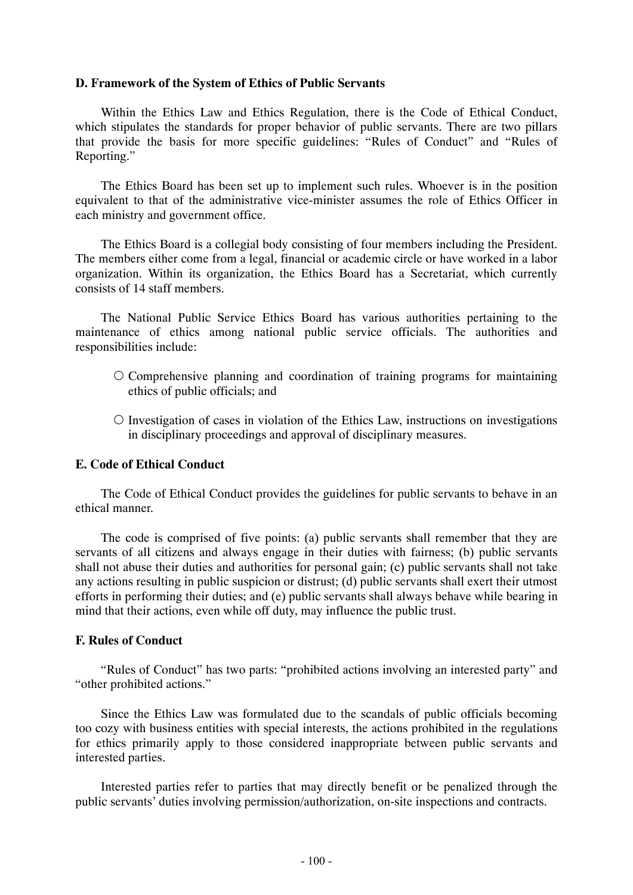### D. Framework of the System of Ethics of Public Servants

Within the Ethics Law and Ethics Regulation, there is the Code of Ethical Conduct, which stipulates the standards for proper behavior of public servants. There are two pillars that provide the basis for more specific guidelines: "Rules of Conduct" and "Rules of Reporting."

The Ethics Board has been set up to implement such rules. Whoever is in the position equivalent to that of the administrative vice-minister assumes the role of Ethics Officer in each ministry and government office.

The Ethics Board is a collegial body consisting of four members including the President. The members either come from a legal, financial or academic circle or have worked in a labor organization. Within its organization, the Ethics Board has a Secretariat, which currently consists of 14 staff members.

The National Public Service Ethics Board has various authorities pertaining to the maintenance of ethics among national public service officials. The authorities and responsibilities include:

- ○ Comprehensive planning and coordination of training programs for maintaining ethics of public officials; and
- ○ Investigation of cases in violation of the Ethics Law, instructions on investigations in disciplinary proceedings and approval of disciplinary measures.

### E. Code of Ethical Conduct

The Code of Ethical Conduct provides the guidelines for public servants to behave in an ethical manner.

The code is comprised of five points: (a) public servants shall remember that they are servants of all citizens and always engage in their duties with fairness; (b) public servants shall not abuse their duties and authorities for personal gain; (c) public servants shall not take any actions resulting in public suspicion or distrust; (d) public servants shall exert their utmost efforts in performing their duties; and (e) public servants shall always behave while bearing in mind that their actions, even while off duty, may influence the public trust.

### F. Rules of Conduct

"Rules of Conduct" has two parts: "prohibited actions involving an interested party" and "other prohibited actions."

Since the Ethics Law was formulated due to the scandals of public officials becoming too cozy with business entities with special interests, the actions prohibited in the regulations for ethics primarily apply to those considered inappropriate between public servants and interested parties.

Interested parties refer to parties that may directly benefit or be penalized through the public servants' duties involving permission/authorization, on-site inspections and contracts.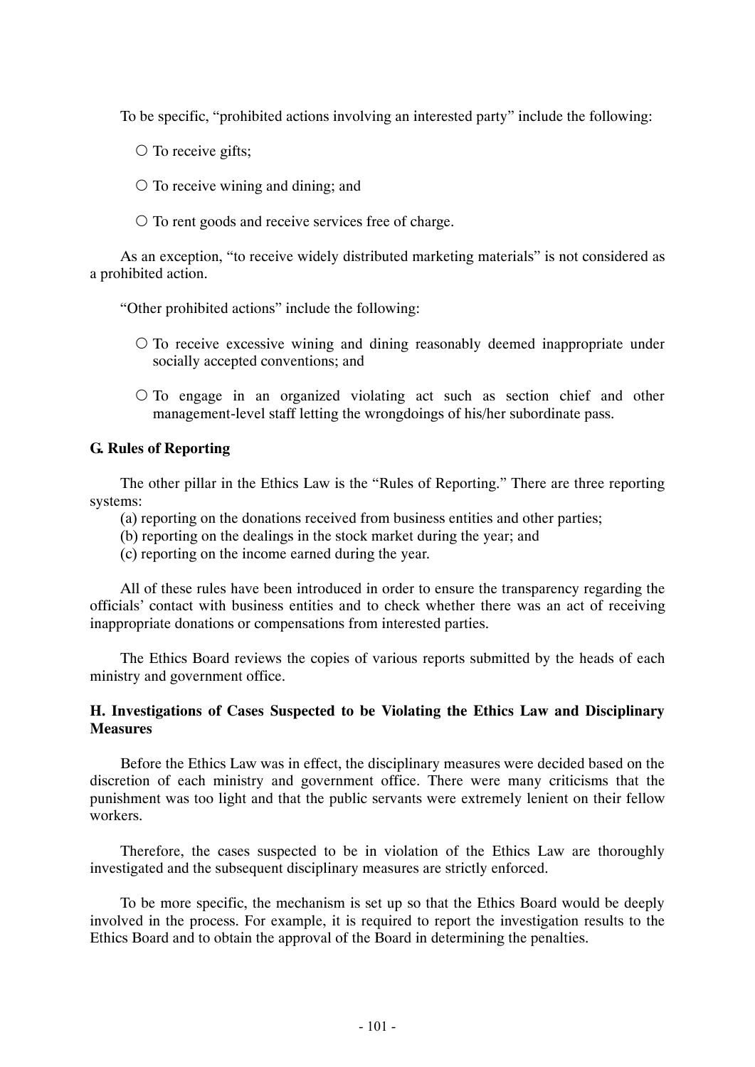To be specific, "prohibited actions involving an interested party" include the following:

- ○ To receive gifts;
- ○ To receive wining and dining; and
- ○ To rent goods and receive services free of charge.

As an exception, "to receive widely distributed marketing materials" is not considered as a prohibited action.

"Other prohibited actions" include the following:

- ○ To receive excessive wining and dining reasonably deemed inappropriate under socially accepted conventions; and
- ○ To engage in an organized violating act such as section chief and other management-level staff letting the wrongdoings of his/her subordinate pass.

**G. Rules of Reporting**

The other pillar in the Ethics Law is the "Rules of Reporting." There are three reporting systems:

(a) reporting on the donations received from business entities and other parties;
(b) reporting on the dealings in the stock market during the year; and
(c) reporting on the income earned during the year.

All of these rules have been introduced in order to ensure the transparency regarding the officials' contact with business entities and to check whether there was an act of receiving inappropriate donations or compensations from interested parties.

The Ethics Board reviews the copies of various reports submitted by the heads of each ministry and government office.

**H. Investigations of Cases Suspected to be Violating the Ethics Law and Disciplinary Measures**

Before the Ethics Law was in effect, the disciplinary measures were decided based on the discretion of each ministry and government office. There were many criticisms that the punishment was too light and that the public servants were extremely lenient on their fellow workers.

Therefore, the cases suspected to be in violation of the Ethics Law are thoroughly investigated and the subsequent disciplinary measures are strictly enforced.

To be more specific, the mechanism is set up so that the Ethics Board would be deeply involved in the process. For example, it is required to report the investigation results to the Ethics Board and to obtain the approval of the Board in determining the penalties.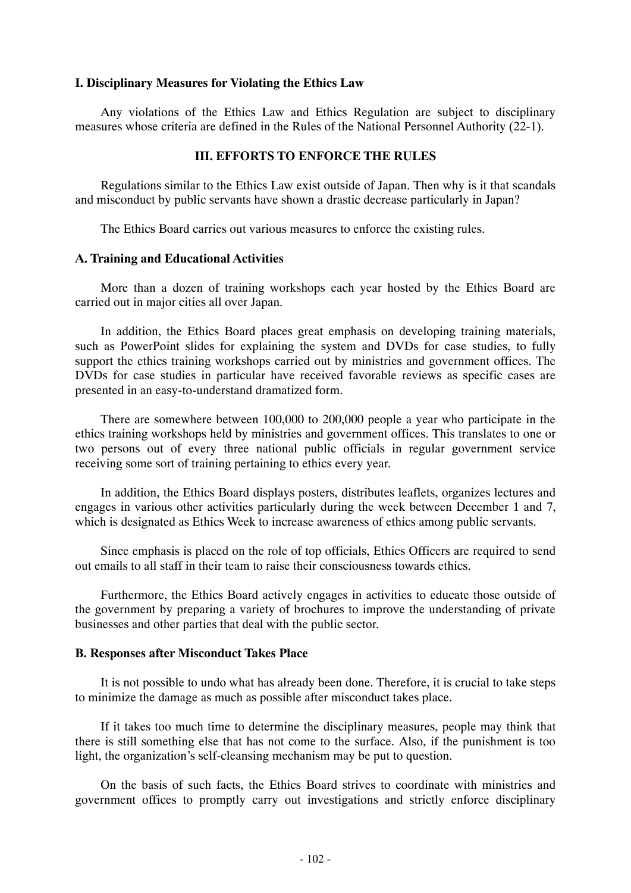### I. Disciplinary Measures for Violating the Ethics Law

Any violations of the Ethics Law and Ethics Regulation are subject to disciplinary measures whose criteria are defined in the Rules of the National Personnel Authority (22-1).

## III. EFFORTS TO ENFORCE THE RULES

Regulations similar to the Ethics Law exist outside of Japan. Then why is it that scandals and misconduct by public servants have shown a drastic decrease particularly in Japan?

The Ethics Board carries out various measures to enforce the existing rules.

### A. Training and Educational Activities

More than a dozen of training workshops each year hosted by the Ethics Board are carried out in major cities all over Japan.

In addition, the Ethics Board places great emphasis on developing training materials, such as PowerPoint slides for explaining the system and DVDs for case studies, to fully support the ethics training workshops carried out by ministries and government offices. The DVDs for case studies in particular have received favorable reviews as specific cases are presented in an easy-to-understand dramatized form.

There are somewhere between 100,000 to 200,000 people a year who participate in the ethics training workshops held by ministries and government offices. This translates to one or two persons out of every three national public officials in regular government service receiving some sort of training pertaining to ethics every year.

In addition, the Ethics Board displays posters, distributes leaflets, organizes lectures and engages in various other activities particularly during the week between December 1 and 7, which is designated as Ethics Week to increase awareness of ethics among public servants.

Since emphasis is placed on the role of top officials, Ethics Officers are required to send out emails to all staff in their team to raise their consciousness towards ethics.

Furthermore, the Ethics Board actively engages in activities to educate those outside of the government by preparing a variety of brochures to improve the understanding of private businesses and other parties that deal with the public sector.

### B. Responses after Misconduct Takes Place

It is not possible to undo what has already been done. Therefore, it is crucial to take steps to minimize the damage as much as possible after misconduct takes place.

If it takes too much time to determine the disciplinary measures, people may think that there is still something else that has not come to the surface. Also, if the punishment is too light, the organization's self-cleansing mechanism may be put to question.

On the basis of such facts, the Ethics Board strives to coordinate with ministries and government offices to promptly carry out investigations and strictly enforce disciplinary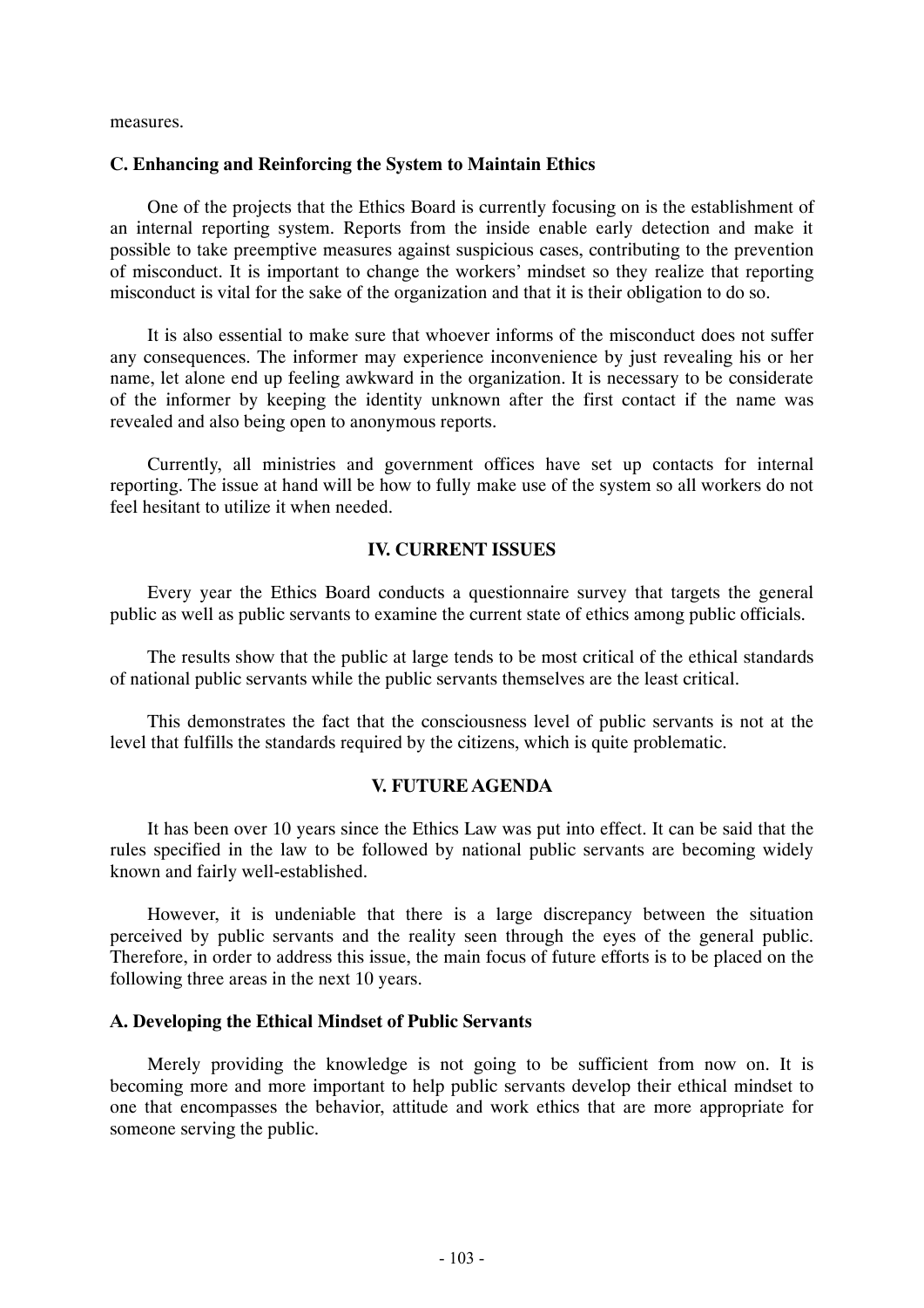measures.

### C. Enhancing and Reinforcing the System to Maintain Ethics

One of the projects that the Ethics Board is currently focusing on is the establishment of an internal reporting system. Reports from the inside enable early detection and make it possible to take preemptive measures against suspicious cases, contributing to the prevention of misconduct. It is important to change the workers' mindset so they realize that reporting misconduct is vital for the sake of the organization and that it is their obligation to do so.

It is also essential to make sure that whoever informs of the misconduct does not suffer any consequences. The informer may experience inconvenience by just revealing his or her name, let alone end up feeling awkward in the organization. It is necessary to be considerate of the informer by keeping the identity unknown after the first contact if the name was revealed and also being open to anonymous reports.

Currently, all ministries and government offices have set up contacts for internal reporting. The issue at hand will be how to fully make use of the system so all workers do not feel hesitant to utilize it when needed.

## IV. CURRENT ISSUES

Every year the Ethics Board conducts a questionnaire survey that targets the general public as well as public servants to examine the current state of ethics among public officials.

The results show that the public at large tends to be most critical of the ethical standards of national public servants while the public servants themselves are the least critical.

This demonstrates the fact that the consciousness level of public servants is not at the level that fulfills the standards required by the citizens, which is quite problematic.

## V. FUTURE AGENDA

It has been over 10 years since the Ethics Law was put into effect. It can be said that the rules specified in the law to be followed by national public servants are becoming widely known and fairly well-established.

However, it is undeniable that there is a large discrepancy between the situation perceived by public servants and the reality seen through the eyes of the general public. Therefore, in order to address this issue, the main focus of future efforts is to be placed on the following three areas in the next 10 years.

### A. Developing the Ethical Mindset of Public Servants

Merely providing the knowledge is not going to be sufficient from now on. It is becoming more and more important to help public servants develop their ethical mindset to one that encompasses the behavior, attitude and work ethics that are more appropriate for someone serving the public.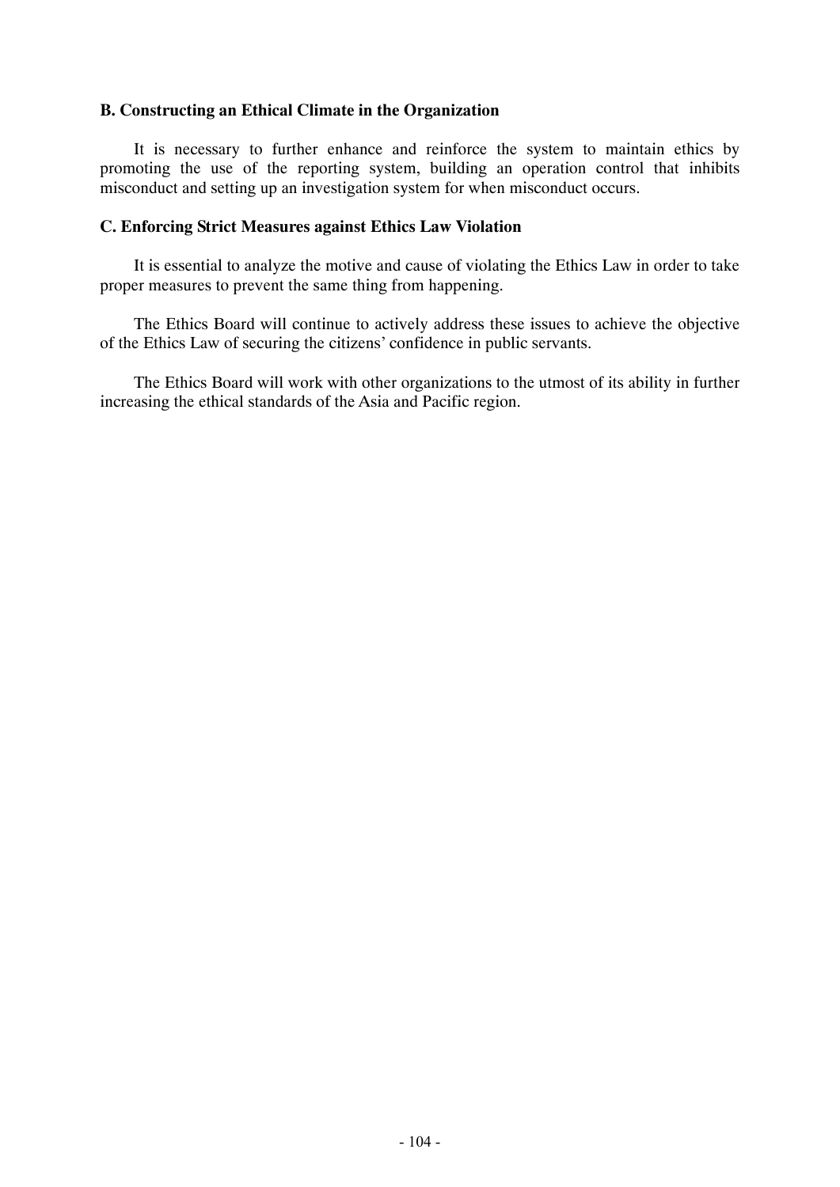### B. Constructing an Ethical Climate in the Organization

It is necessary to further enhance and reinforce the system to maintain ethics by promoting the use of the reporting system, building an operation control that inhibits misconduct and setting up an investigation system for when misconduct occurs.

### C. Enforcing Strict Measures against Ethics Law Violation

It is essential to analyze the motive and cause of violating the Ethics Law in order to take proper measures to prevent the same thing from happening.

The Ethics Board will continue to actively address these issues to achieve the objective of the Ethics Law of securing the citizens' confidence in public servants.

The Ethics Board will work with other organizations to the utmost of its ability in further increasing the ethical standards of the Asia and Pacific region.